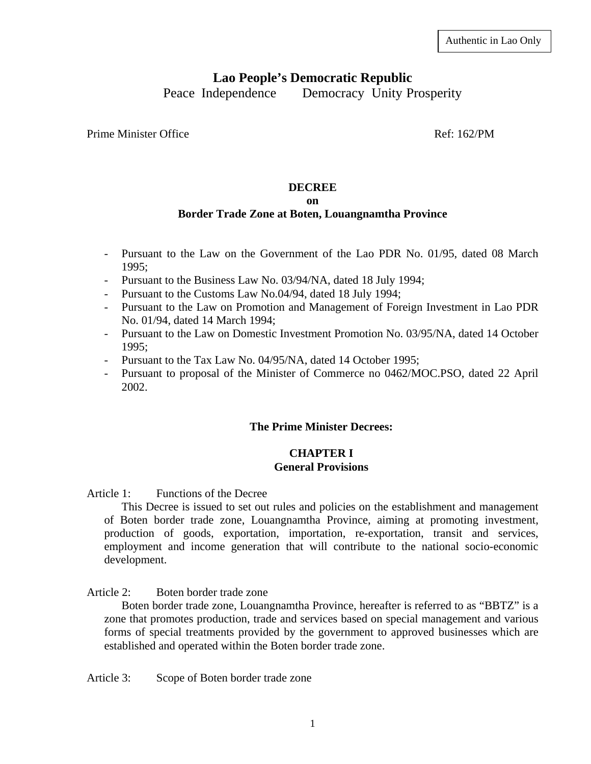Authentic in Lao Only

# Lao People's Democratic Republic

Peace Independence Democracy Unity Prosperity

Prime Minister Office Ref: 162/PM

## DECREE
## on
## Border Trade Zone at Boten, Louangnamtha Province

- Pursuant to the Law on the Government of the Lao PDR No. 01/95, dated 08 March 1995;
- Pursuant to the Business Law No. 03/94/NA, dated 18 July 1994;
- Pursuant to the Customs Law No.04/94, dated 18 July 1994;
- Pursuant to the Law on Promotion and Management of Foreign Investment in Lao PDR No. 01/94, dated 14 March 1994;
- Pursuant to the Law on Domestic Investment Promotion No. 03/95/NA, dated 14 October 1995;
- Pursuant to the Tax Law No. 04/95/NA, dated 14 October 1995;
- Pursuant to proposal of the Minister of Commerce no 0462/MOC.PSO, dated 22 April 2002.

**The Prime Minister Decrees:**

## CHAPTER I
## General Provisions

Article 1: Functions of the Decree

This Decree is issued to set out rules and policies on the establishment and management of Boten border trade zone, Louangnamtha Province, aiming at promoting investment, production of goods, exportation, importation, re-exportation, transit and services, employment and income generation that will contribute to the national socio-economic development.

Article 2: Boten border trade zone

Boten border trade zone, Louangnamtha Province, hereafter is referred to as "BBTZ" is a zone that promotes production, trade and services based on special management and various forms of special treatments provided by the government to approved businesses which are established and operated within the Boten border trade zone.

Article 3: Scope of Boten border trade zone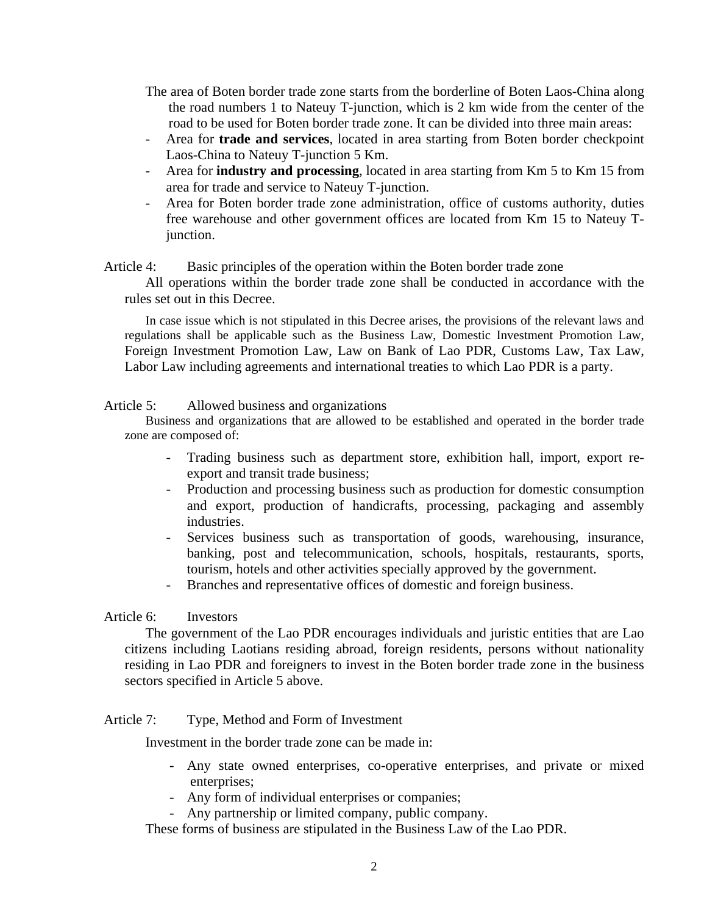The area of Boten border trade zone starts from the borderline of Boten Laos-China along the road numbers 1 to Nateuy T-junction, which is 2 km wide from the center of the road to be used for Boten border trade zone. It can be divided into three main areas:

- Area for **trade and services**, located in area starting from Boten border checkpoint Laos-China to Nateuy T-junction 5 Km.
- Area for **industry and processing**, located in area starting from Km 5 to Km 15 from area for trade and service to Nateuy T-junction.
- Area for Boten border trade zone administration, office of customs authority, duties free warehouse and other government offices are located from Km 15 to Nateuy T-junction.

Article 4: Basic principles of the operation within the Boten border trade zone

All operations within the border trade zone shall be conducted in accordance with the rules set out in this Decree.

In case issue which is not stipulated in this Decree arises, the provisions of the relevant laws and regulations shall be applicable such as the Business Law, Domestic Investment Promotion Law, Foreign Investment Promotion Law, Law on Bank of Lao PDR, Customs Law, Tax Law, Labor Law including agreements and international treaties to which Lao PDR is a party.

Article 5: Allowed business and organizations

Business and organizations that are allowed to be established and operated in the border trade zone are composed of:

- Trading business such as department store, exhibition hall, import, export re-export and transit trade business;
- Production and processing business such as production for domestic consumption and export, production of handicrafts, processing, packaging and assembly industries.
- Services business such as transportation of goods, warehousing, insurance, banking, post and telecommunication, schools, hospitals, restaurants, sports, tourism, hotels and other activities specially approved by the government.
- Branches and representative offices of domestic and foreign business.

Article 6: Investors

The government of the Lao PDR encourages individuals and juristic entities that are Lao citizens including Laotians residing abroad, foreign residents, persons without nationality residing in Lao PDR and foreigners to invest in the Boten border trade zone in the business sectors specified in Article 5 above.

Article 7: Type, Method and Form of Investment

Investment in the border trade zone can be made in:

- Any state owned enterprises, co-operative enterprises, and private or mixed enterprises;
- Any form of individual enterprises or companies;
- Any partnership or limited company, public company.

These forms of business are stipulated in the Business Law of the Lao PDR.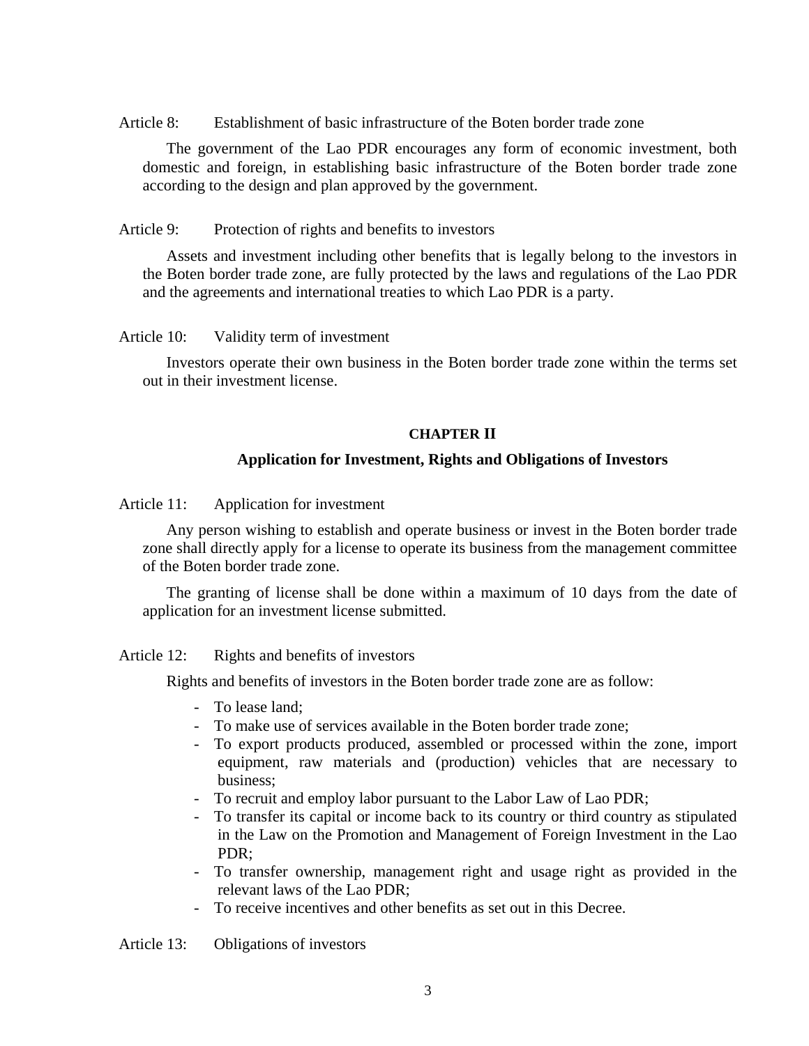Article 8: Establishment of basic infrastructure of the Boten border trade zone

The government of the Lao PDR encourages any form of economic investment, both domestic and foreign, in establishing basic infrastructure of the Boten border trade zone according to the design and plan approved by the government.

Article 9: Protection of rights and benefits to investors

Assets and investment including other benefits that is legally belong to the investors in the Boten border trade zone, are fully protected by the laws and regulations of the Lao PDR and the agreements and international treaties to which Lao PDR is a party.

Article 10: Validity term of investment

Investors operate their own business in the Boten border trade zone within the terms set out in their investment license.

## CHAPTER II

## Application for Investment, Rights and Obligations of Investors

Article 11: Application for investment

Any person wishing to establish and operate business or invest in the Boten border trade zone shall directly apply for a license to operate its business from the management committee of the Boten border trade zone.

The granting of license shall be done within a maximum of 10 days from the date of application for an investment license submitted.

Article 12: Rights and benefits of investors

Rights and benefits of investors in the Boten border trade zone are as follow:

- To lease land;
- To make use of services available in the Boten border trade zone;
- To export products produced, assembled or processed within the zone, import equipment, raw materials and (production) vehicles that are necessary to business;
- To recruit and employ labor pursuant to the Labor Law of Lao PDR;
- To transfer its capital or income back to its country or third country as stipulated in the Law on the Promotion and Management of Foreign Investment in the Lao PDR;
- To transfer ownership, management right and usage right as provided in the relevant laws of the Lao PDR;
- To receive incentives and other benefits as set out in this Decree.

Article 13: Obligations of investors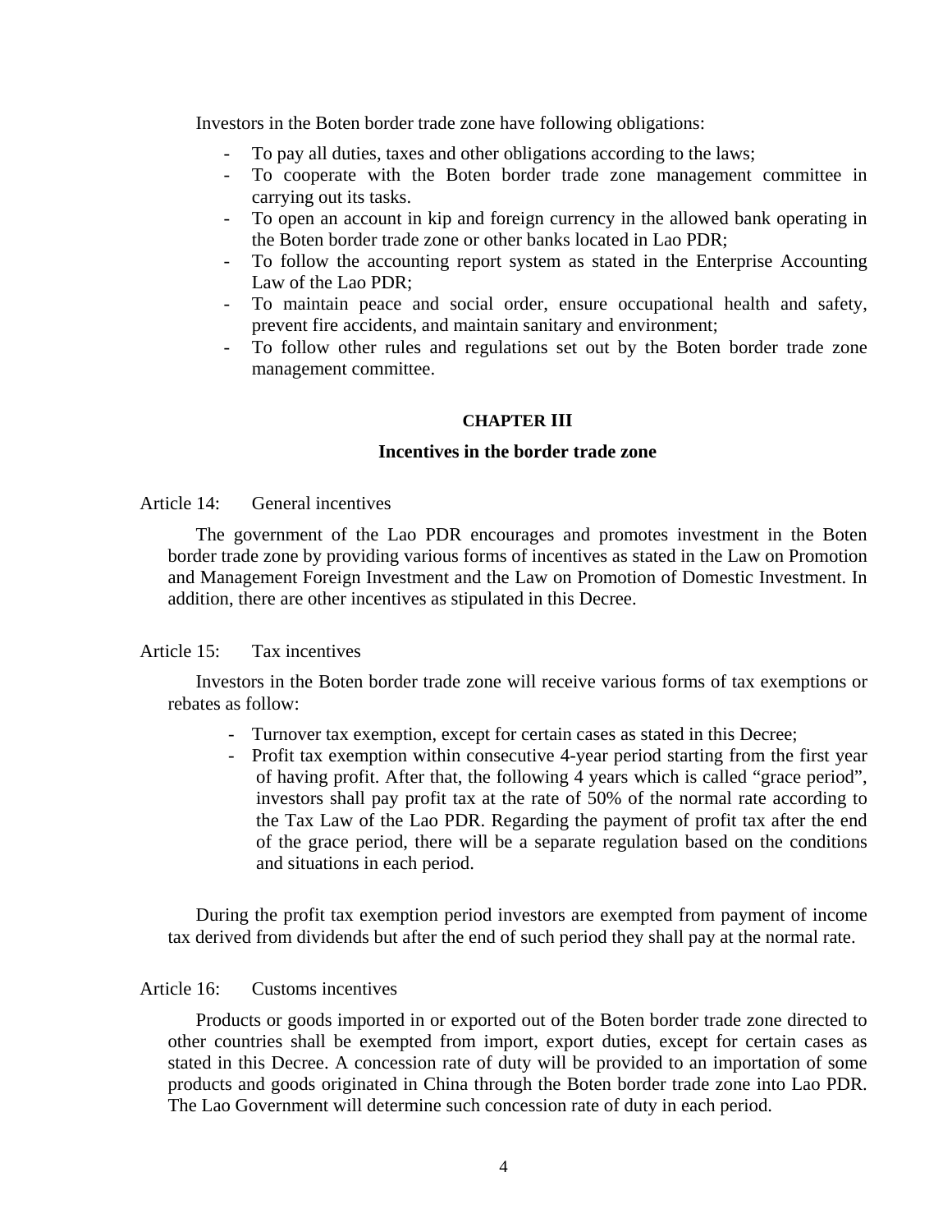Investors in the Boten border trade zone have following obligations:

- To pay all duties, taxes and other obligations according to the laws;
- To cooperate with the Boten border trade zone management committee in carrying out its tasks.
- To open an account in kip and foreign currency in the allowed bank operating in the Boten border trade zone or other banks located in Lao PDR;
- To follow the accounting report system as stated in the Enterprise Accounting Law of the Lao PDR;
- To maintain peace and social order, ensure occupational health and safety, prevent fire accidents, and maintain sanitary and environment;
- To follow other rules and regulations set out by the Boten border trade zone management committee.

## CHAPTER III

## Incentives in the border trade zone

Article 14: General incentives

The government of the Lao PDR encourages and promotes investment in the Boten border trade zone by providing various forms of incentives as stated in the Law on Promotion and Management Foreign Investment and the Law on Promotion of Domestic Investment. In addition, there are other incentives as stipulated in this Decree.

Article 15: Tax incentives

Investors in the Boten border trade zone will receive various forms of tax exemptions or rebates as follow:

- Turnover tax exemption, except for certain cases as stated in this Decree;
- Profit tax exemption within consecutive 4-year period starting from the first year of having profit. After that, the following 4 years which is called "grace period", investors shall pay profit tax at the rate of 50% of the normal rate according to the Tax Law of the Lao PDR. Regarding the payment of profit tax after the end of the grace period, there will be a separate regulation based on the conditions and situations in each period.

During the profit tax exemption period investors are exempted from payment of income tax derived from dividends but after the end of such period they shall pay at the normal rate.

Article 16: Customs incentives

Products or goods imported in or exported out of the Boten border trade zone directed to other countries shall be exempted from import, export duties, except for certain cases as stated in this Decree. A concession rate of duty will be provided to an importation of some products and goods originated in China through the Boten border trade zone into Lao PDR. The Lao Government will determine such concession rate of duty in each period.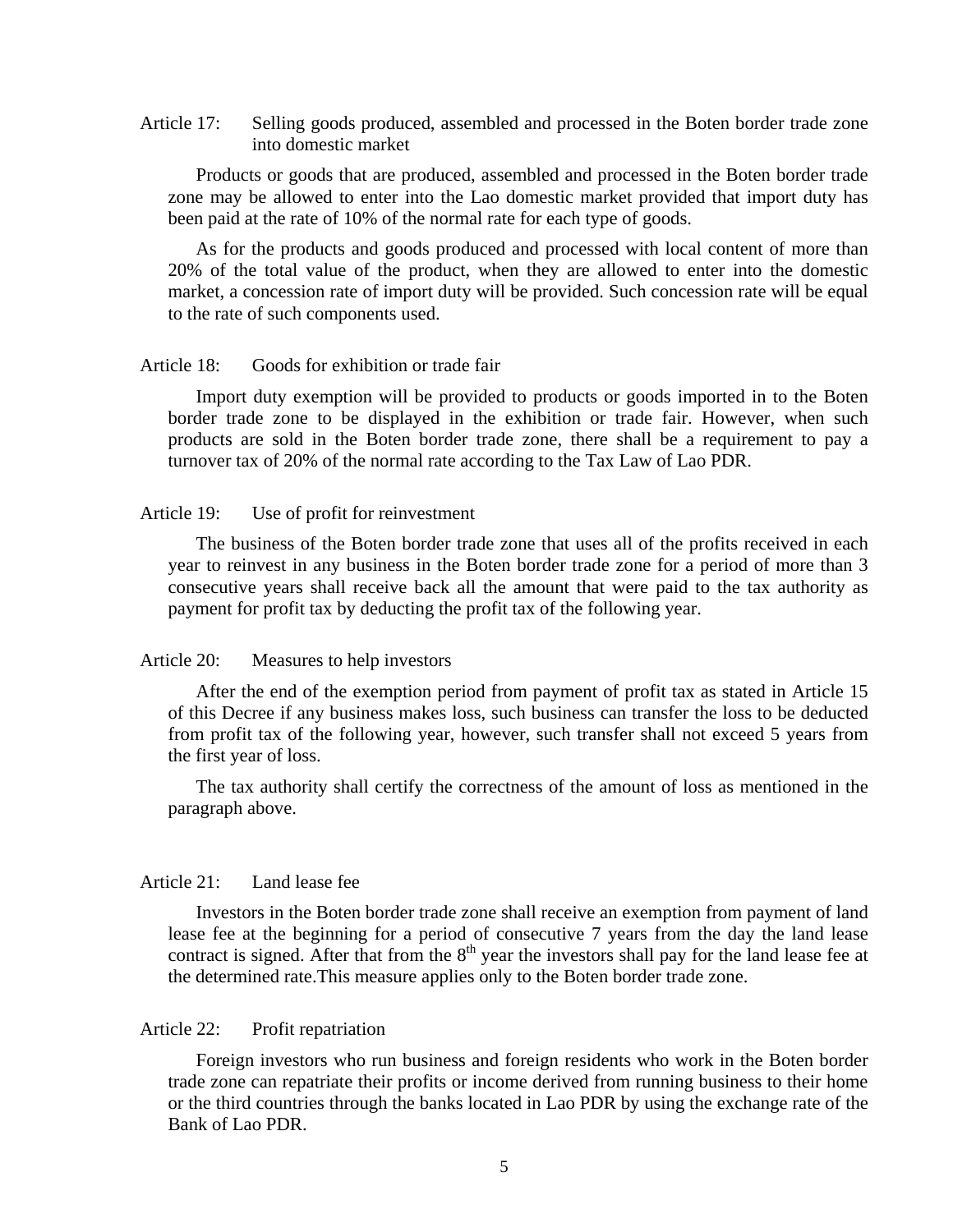Article 17: Selling goods produced, assembled and processed in the Boten border trade zone into domestic market

Products or goods that are produced, assembled and processed in the Boten border trade zone may be allowed to enter into the Lao domestic market provided that import duty has been paid at the rate of 10% of the normal rate for each type of goods.

As for the products and goods produced and processed with local content of more than 20% of the total value of the product, when they are allowed to enter into the domestic market, a concession rate of import duty will be provided. Such concession rate will be equal to the rate of such components used.

Article 18: Goods for exhibition or trade fair

Import duty exemption will be provided to products or goods imported in to the Boten border trade zone to be displayed in the exhibition or trade fair. However, when such products are sold in the Boten border trade zone, there shall be a requirement to pay a turnover tax of 20% of the normal rate according to the Tax Law of Lao PDR.

Article 19: Use of profit for reinvestment

The business of the Boten border trade zone that uses all of the profits received in each year to reinvest in any business in the Boten border trade zone for a period of more than 3 consecutive years shall receive back all the amount that were paid to the tax authority as payment for profit tax by deducting the profit tax of the following year.

Article 20: Measures to help investors

After the end of the exemption period from payment of profit tax as stated in Article 15 of this Decree if any business makes loss, such business can transfer the loss to be deducted from profit tax of the following year, however, such transfer shall not exceed 5 years from the first year of loss.

The tax authority shall certify the correctness of the amount of loss as mentioned in the paragraph above.

Article 21: Land lease fee

Investors in the Boten border trade zone shall receive an exemption from payment of land lease fee at the beginning for a period of consecutive 7 years from the day the land lease contract is signed. After that from the 8th year the investors shall pay for the land lease fee at the determined rate.This measure applies only to the Boten border trade zone.

Article 22: Profit repatriation

Foreign investors who run business and foreign residents who work in the Boten border trade zone can repatriate their profits or income derived from running business to their home or the third countries through the banks located in Lao PDR by using the exchange rate of the Bank of Lao PDR.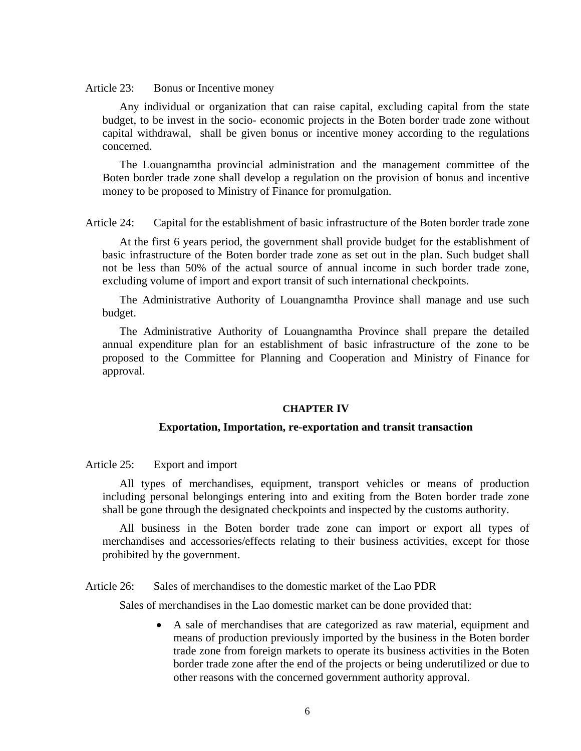Article 23: Bonus or Incentive money

Any individual or organization that can raise capital, excluding capital from the state budget, to be invest in the socio- economic projects in the Boten border trade zone without capital withdrawal, shall be given bonus or incentive money according to the regulations concerned.

The Louangnamtha provincial administration and the management committee of the Boten border trade zone shall develop a regulation on the provision of bonus and incentive money to be proposed to Ministry of Finance for promulgation.

Article 24: Capital for the establishment of basic infrastructure of the Boten border trade zone

At the first 6 years period, the government shall provide budget for the establishment of basic infrastructure of the Boten border trade zone as set out in the plan. Such budget shall not be less than 50% of the actual source of annual income in such border trade zone, excluding volume of import and export transit of such international checkpoints.

The Administrative Authority of Louangnamtha Province shall manage and use such budget.

The Administrative Authority of Louangnamtha Province shall prepare the detailed annual expenditure plan for an establishment of basic infrastructure of the zone to be proposed to the Committee for Planning and Cooperation and Ministry of Finance for approval.

## CHAPTER IV

### Exportation, Importation, re-exportation and transit transaction

Article 25: Export and import

All types of merchandises, equipment, transport vehicles or means of production including personal belongings entering into and exiting from the Boten border trade zone shall be gone through the designated checkpoints and inspected by the customs authority.

All business in the Boten border trade zone can import or export all types of merchandises and accessories/effects relating to their business activities, except for those prohibited by the government.

Article 26: Sales of merchandises to the domestic market of the Lao PDR

Sales of merchandises in the Lao domestic market can be done provided that:

- A sale of merchandises that are categorized as raw material, equipment and means of production previously imported by the business in the Boten border trade zone from foreign markets to operate its business activities in the Boten border trade zone after the end of the projects or being underutilized or due to other reasons with the concerned government authority approval.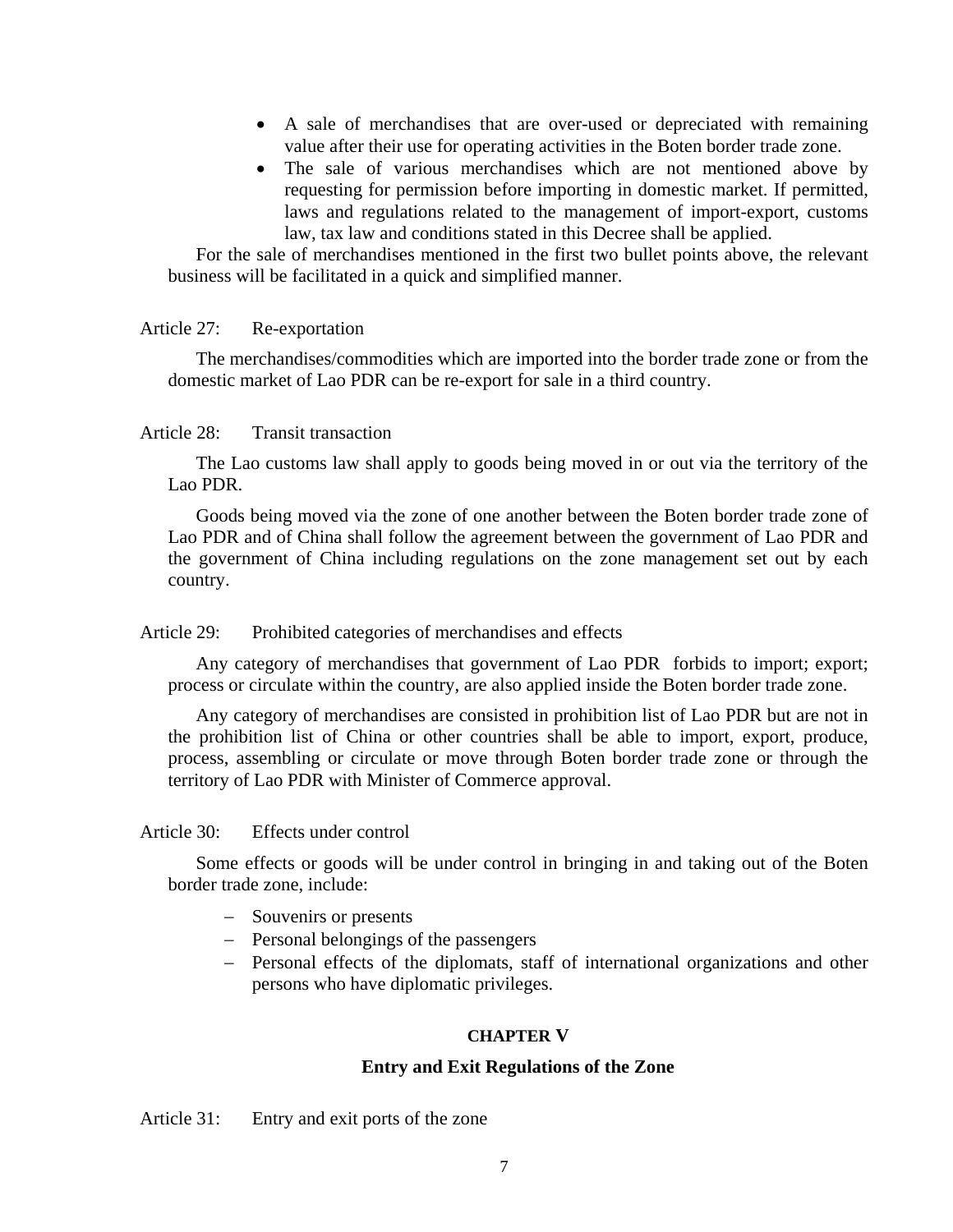- A sale of merchandises that are over-used or depreciated with remaining value after their use for operating activities in the Boten border trade zone.
- The sale of various merchandises which are not mentioned above by requesting for permission before importing in domestic market. If permitted, laws and regulations related to the management of import-export, customs law, tax law and conditions stated in this Decree shall be applied.

For the sale of merchandises mentioned in the first two bullet points above, the relevant business will be facilitated in a quick and simplified manner.

Article 27: Re-exportation

The merchandises/commodities which are imported into the border trade zone or from the domestic market of Lao PDR can be re-export for sale in a third country.

Article 28: Transit transaction

The Lao customs law shall apply to goods being moved in or out via the territory of the Lao PDR.

Goods being moved via the zone of one another between the Boten border trade zone of Lao PDR and of China shall follow the agreement between the government of Lao PDR and the government of China including regulations on the zone management set out by each country.

Article 29: Prohibited categories of merchandises and effects

Any category of merchandises that government of Lao PDR forbids to import; export; process or circulate within the country, are also applied inside the Boten border trade zone.

Any category of merchandises are consisted in prohibition list of Lao PDR but are not in the prohibition list of China or other countries shall be able to import, export, produce, process, assembling or circulate or move through Boten border trade zone or through the territory of Lao PDR with Minister of Commerce approval.

Article 30: Effects under control

Some effects or goods will be under control in bringing in and taking out of the Boten border trade zone, include:

- Souvenirs or presents
- Personal belongings of the passengers
- Personal effects of the diplomats, staff of international organizations and other persons who have diplomatic privileges.

## CHAPTER V

## Entry and Exit Regulations of the Zone

Article 31: Entry and exit ports of the zone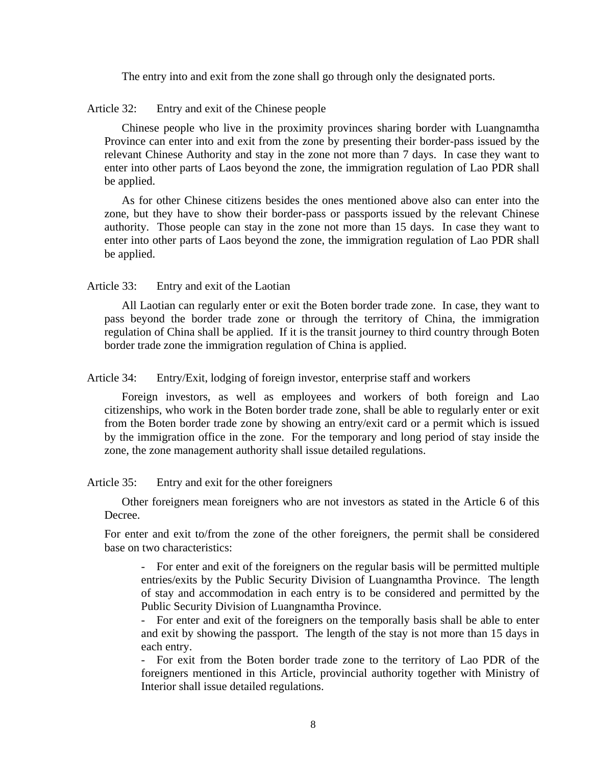The entry into and exit from the zone shall go through only the designated ports.

Article 32: Entry and exit of the Chinese people

Chinese people who live in the proximity provinces sharing border with Luangnamtha Province can enter into and exit from the zone by presenting their border-pass issued by the relevant Chinese Authority and stay in the zone not more than 7 days. In case they want to enter into other parts of Laos beyond the zone, the immigration regulation of Lao PDR shall be applied.

As for other Chinese citizens besides the ones mentioned above also can enter into the zone, but they have to show their border-pass or passports issued by the relevant Chinese authority. Those people can stay in the zone not more than 15 days. In case they want to enter into other parts of Laos beyond the zone, the immigration regulation of Lao PDR shall be applied.

Article 33: Entry and exit of the Laotian

All Laotian can regularly enter or exit the Boten border trade zone. In case, they want to pass beyond the border trade zone or through the territory of China, the immigration regulation of China shall be applied. If it is the transit journey to third country through Boten border trade zone the immigration regulation of China is applied.

Article 34: Entry/Exit, lodging of foreign investor, enterprise staff and workers

Foreign investors, as well as employees and workers of both foreign and Lao citizenships, who work in the Boten border trade zone, shall be able to regularly enter or exit from the Boten border trade zone by showing an entry/exit card or a permit which is issued by the immigration office in the zone. For the temporary and long period of stay inside the zone, the zone management authority shall issue detailed regulations.

Article 35: Entry and exit for the other foreigners

Other foreigners mean foreigners who are not investors as stated in the Article 6 of this Decree.

For enter and exit to/from the zone of the other foreigners, the permit shall be considered base on two characteristics:

- For enter and exit of the foreigners on the regular basis will be permitted multiple entries/exits by the Public Security Division of Luangnamtha Province. The length of stay and accommodation in each entry is to be considered and permitted by the Public Security Division of Luangnamtha Province.
- For enter and exit of the foreigners on the temporally basis shall be able to enter and exit by showing the passport. The length of the stay is not more than 15 days in each entry.
- For exit from the Boten border trade zone to the territory of Lao PDR of the foreigners mentioned in this Article, provincial authority together with Ministry of Interior shall issue detailed regulations.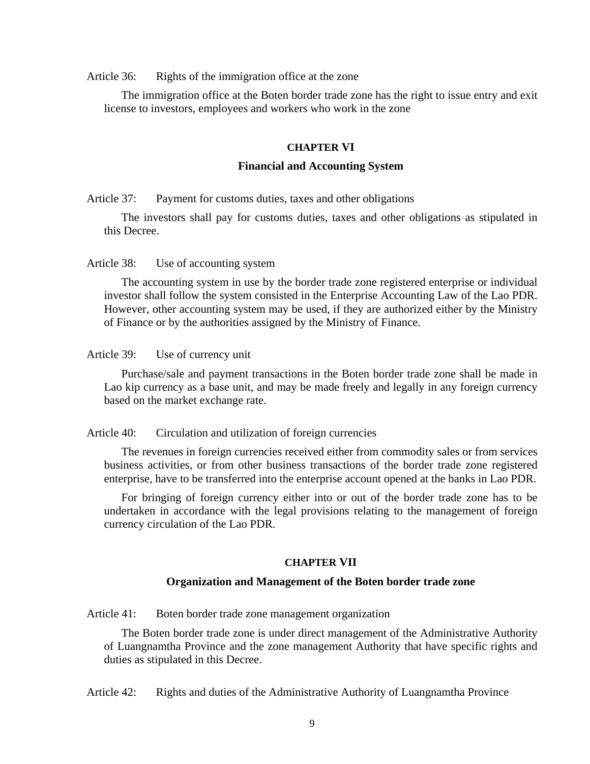Article 36: Rights of the immigration office at the zone

The immigration office at the Boten border trade zone has the right to issue entry and exit license to investors, employees and workers who work in the zone

## CHAPTER VI

## Financial and Accounting System

Article 37: Payment for customs duties, taxes and other obligations

The investors shall pay for customs duties, taxes and other obligations as stipulated in this Decree.

Article 38: Use of accounting system

The accounting system in use by the border trade zone registered enterprise or individual investor shall follow the system consisted in the Enterprise Accounting Law of the Lao PDR. However, other accounting system may be used, if they are authorized either by the Ministry of Finance or by the authorities assigned by the Ministry of Finance.

Article 39: Use of currency unit

Purchase/sale and payment transactions in the Boten border trade zone shall be made in Lao kip currency as a base unit, and may be made freely and legally in any foreign currency based on the market exchange rate.

Article 40: Circulation and utilization of foreign currencies

The revenues in foreign currencies received either from commodity sales or from services business activities, or from other business transactions of the border trade zone registered enterprise, have to be transferred into the enterprise account opened at the banks in Lao PDR.

For bringing of foreign currency either into or out of the border trade zone has to be undertaken in accordance with the legal provisions relating to the management of foreign currency circulation of the Lao PDR.

## CHAPTER VII

## Organization and Management of the Boten border trade zone

Article 41: Boten border trade zone management organization

The Boten border trade zone is under direct management of the Administrative Authority of Luangnamtha Province and the zone management Authority that have specific rights and duties as stipulated in this Decree.

Article 42: Rights and duties of the Administrative Authority of Luangnamtha Province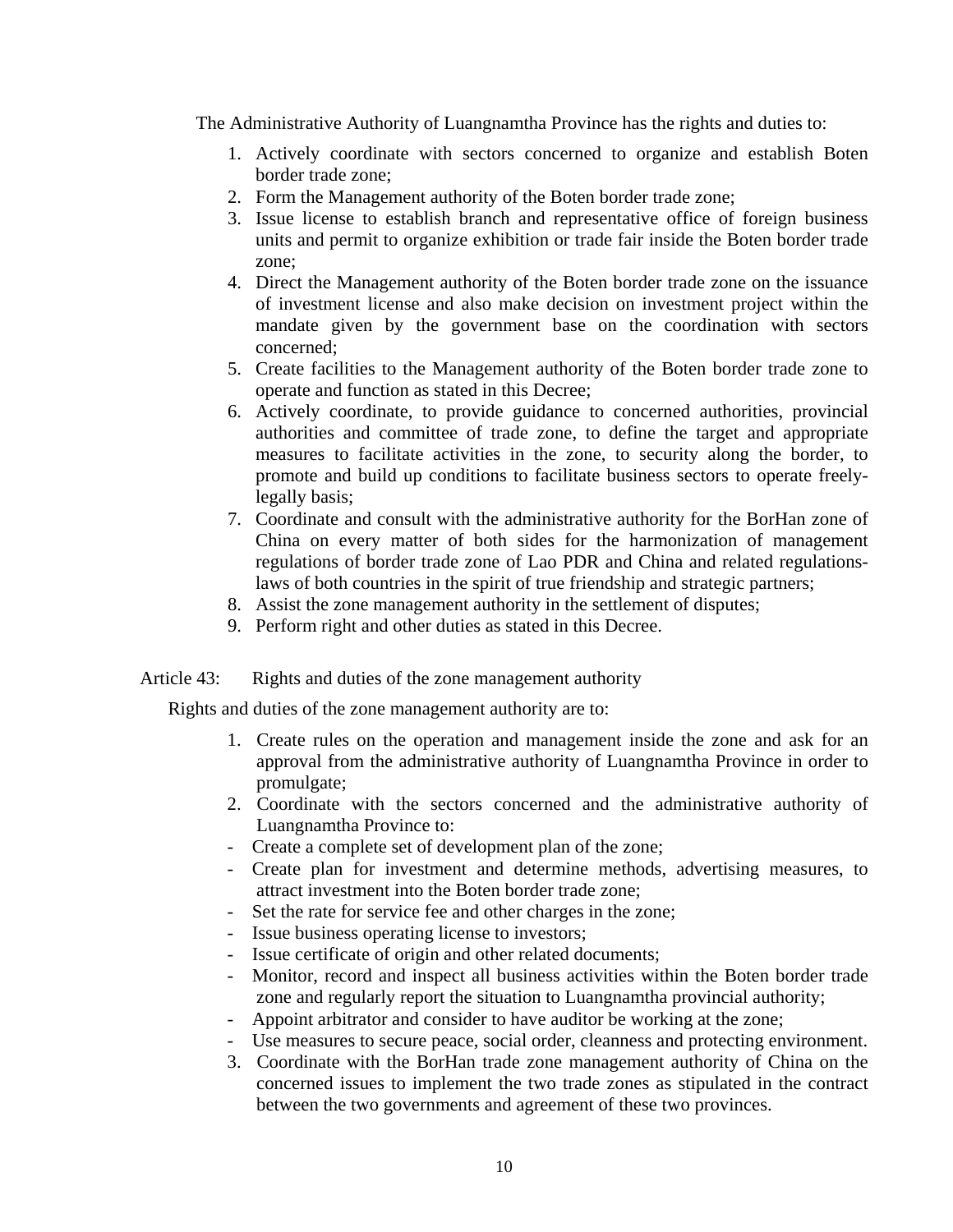The Administrative Authority of Luangnamtha Province has the rights and duties to:

1. Actively coordinate with sectors concerned to organize and establish Boten border trade zone;
2. Form the Management authority of the Boten border trade zone;
3. Issue license to establish branch and representative office of foreign business units and permit to organize exhibition or trade fair inside the Boten border trade zone;
4. Direct the Management authority of the Boten border trade zone on the issuance of investment license and also make decision on investment project within the mandate given by the government base on the coordination with sectors concerned;
5. Create facilities to the Management authority of the Boten border trade zone to operate and function as stated in this Decree;
6. Actively coordinate, to provide guidance to concerned authorities, provincial authorities and committee of trade zone, to define the target and appropriate measures to facilitate activities in the zone, to security along the border, to promote and build up conditions to facilitate business sectors to operate freely-legally basis;
7. Coordinate and consult with the administrative authority for the BorHan zone of China on every matter of both sides for the harmonization of management regulations of border trade zone of Lao PDR and China and related regulations-laws of both countries in the spirit of true friendship and strategic partners;
8. Assist the zone management authority in the settlement of disputes;
9. Perform right and other duties as stated in this Decree.

Article 43: Rights and duties of the zone management authority

Rights and duties of the zone management authority are to:

1. Create rules on the operation and management inside the zone and ask for an approval from the administrative authority of Luangnamtha Province in order to promulgate;
2. Coordinate with the sectors concerned and the administrative authority of Luangnamtha Province to:
   - Create a complete set of development plan of the zone;
   - Create plan for investment and determine methods, advertising measures, to attract investment into the Boten border trade zone;
   - Set the rate for service fee and other charges in the zone;
   - Issue business operating license to investors;
   - Issue certificate of origin and other related documents;
   - Monitor, record and inspect all business activities within the Boten border trade zone and regularly report the situation to Luangnamtha provincial authority;
   - Appoint arbitrator and consider to have auditor be working at the zone;
   - Use measures to secure peace, social order, cleanness and protecting environment.
3. Coordinate with the BorHan trade zone management authority of China on the concerned issues to implement the two trade zones as stipulated in the contract between the two governments and agreement of these two provinces.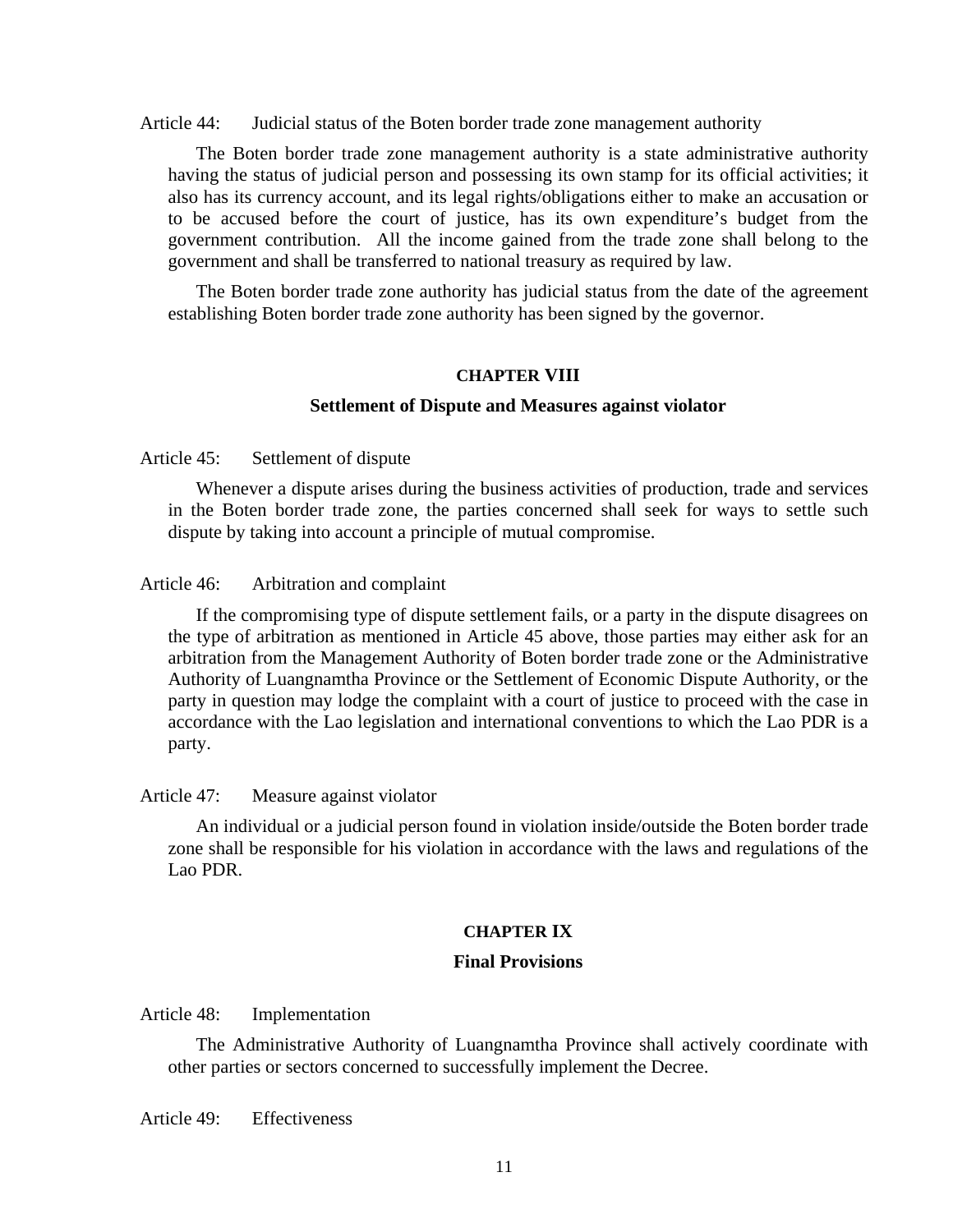Article 44: Judicial status of the Boten border trade zone management authority

The Boten border trade zone management authority is a state administrative authority having the status of judicial person and possessing its own stamp for its official activities; it also has its currency account, and its legal rights/obligations either to make an accusation or to be accused before the court of justice, has its own expenditure's budget from the government contribution. All the income gained from the trade zone shall belong to the government and shall be transferred to national treasury as required by law.

The Boten border trade zone authority has judicial status from the date of the agreement establishing Boten border trade zone authority has been signed by the governor.

## CHAPTER VIII

## Settlement of Dispute and Measures against violator

Article 45: Settlement of dispute

Whenever a dispute arises during the business activities of production, trade and services in the Boten border trade zone, the parties concerned shall seek for ways to settle such dispute by taking into account a principle of mutual compromise.

Article 46: Arbitration and complaint

If the compromising type of dispute settlement fails, or a party in the dispute disagrees on the type of arbitration as mentioned in Article 45 above, those parties may either ask for an arbitration from the Management Authority of Boten border trade zone or the Administrative Authority of Luangnamtha Province or the Settlement of Economic Dispute Authority, or the party in question may lodge the complaint with a court of justice to proceed with the case in accordance with the Lao legislation and international conventions to which the Lao PDR is a party.

Article 47: Measure against violator

An individual or a judicial person found in violation inside/outside the Boten border trade zone shall be responsible for his violation in accordance with the laws and regulations of the Lao PDR.

## CHAPTER IX

## Final Provisions

Article 48: Implementation

The Administrative Authority of Luangnamtha Province shall actively coordinate with other parties or sectors concerned to successfully implement the Decree.

Article 49: Effectiveness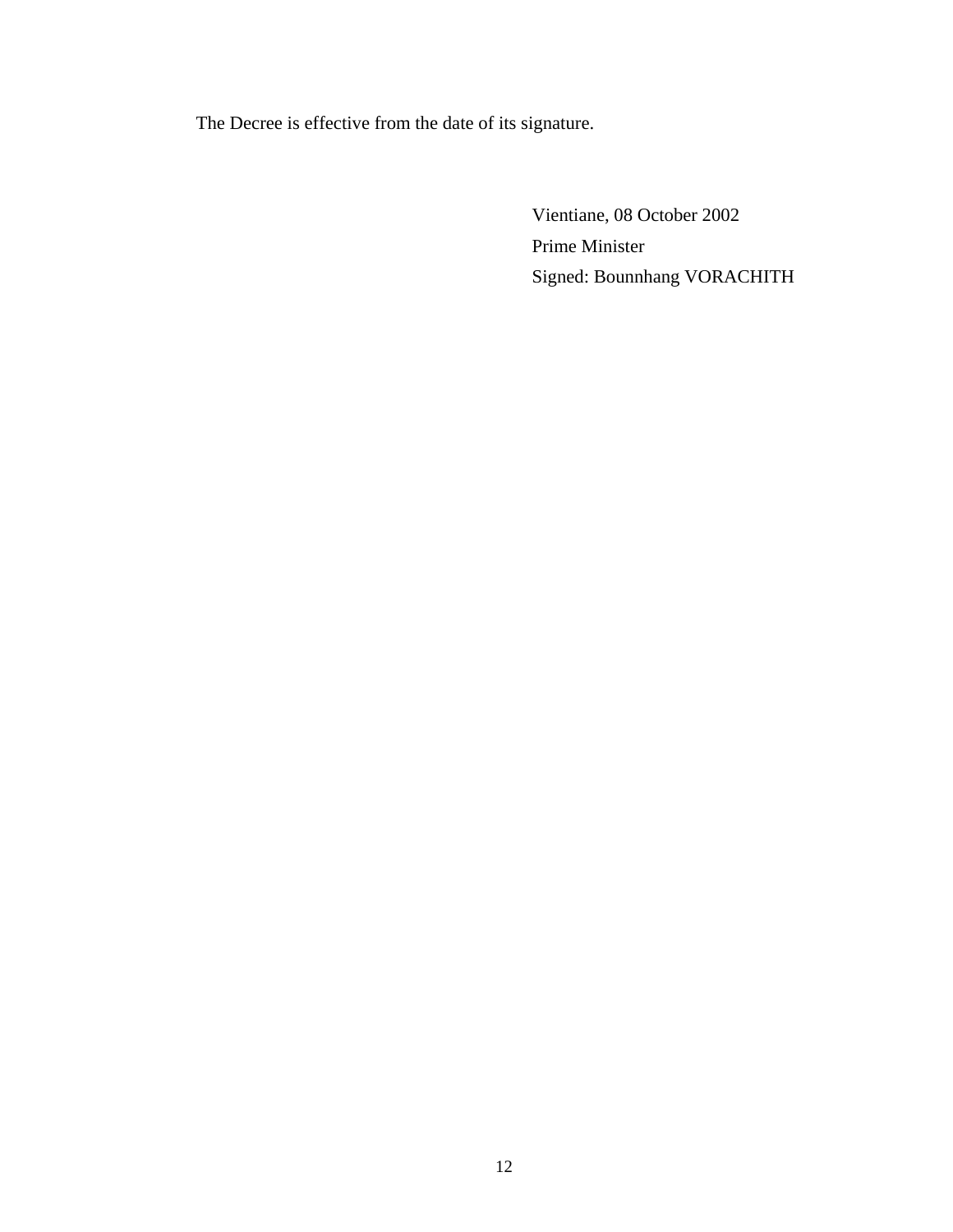The Decree is effective from the date of its signature.

Vientiane, 08 October 2002

Prime Minister

Signed: Bounnhang VORACHITH